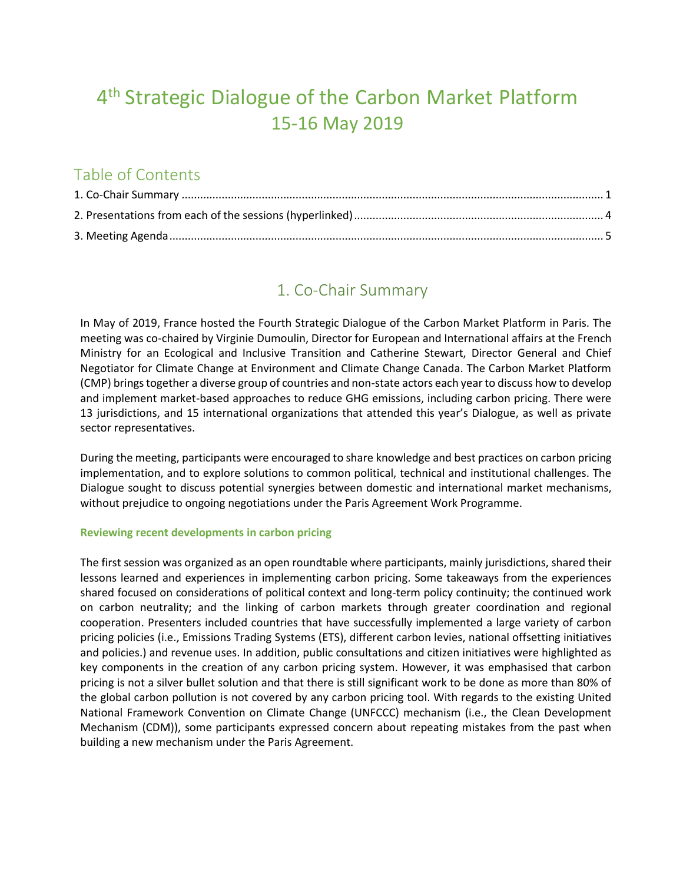# 4th Strategic Dialogue of the Carbon Market Platform
# 15-16 May 2019

## Table of Contents

1. Co-Chair Summary ........................................................................................................................................ 1
2. Presentations from each of the sessions (hyperlinked) ................................................................................ 4
3. Meeting Agenda ........................................................................................................................................... 5

## 1. Co-Chair Summary

In May of 2019, France hosted the Fourth Strategic Dialogue of the Carbon Market Platform in Paris. The meeting was co-chaired by Virginie Dumoulin, Director for European and International affairs at the French Ministry for an Ecological and Inclusive Transition and Catherine Stewart, Director General and Chief Negotiator for Climate Change at Environment and Climate Change Canada. The Carbon Market Platform (CMP) brings together a diverse group of countries and non-state actors each year to discuss how to develop and implement market-based approaches to reduce GHG emissions, including carbon pricing. There were 13 jurisdictions, and 15 international organizations that attended this year's Dialogue, as well as private sector representatives.

During the meeting, participants were encouraged to share knowledge and best practices on carbon pricing implementation, and to explore solutions to common political, technical and institutional challenges. The Dialogue sought to discuss potential synergies between domestic and international market mechanisms, without prejudice to ongoing negotiations under the Paris Agreement Work Programme.

### Reviewing recent developments in carbon pricing

The first session was organized as an open roundtable where participants, mainly jurisdictions, shared their lessons learned and experiences in implementing carbon pricing. Some takeaways from the experiences shared focused on considerations of political context and long-term policy continuity; the continued work on carbon neutrality; and the linking of carbon markets through greater coordination and regional cooperation. Presenters included countries that have successfully implemented a large variety of carbon pricing policies (i.e., Emissions Trading Systems (ETS), different carbon levies, national offsetting initiatives and policies.) and revenue uses. In addition, public consultations and citizen initiatives were highlighted as key components in the creation of any carbon pricing system. However, it was emphasised that carbon pricing is not a silver bullet solution and that there is still significant work to be done as more than 80% of the global carbon pollution is not covered by any carbon pricing tool. With regards to the existing United National Framework Convention on Climate Change (UNFCCC) mechanism (i.e., the Clean Development Mechanism (CDM)), some participants expressed concern about repeating mistakes from the past when building a new mechanism under the Paris Agreement.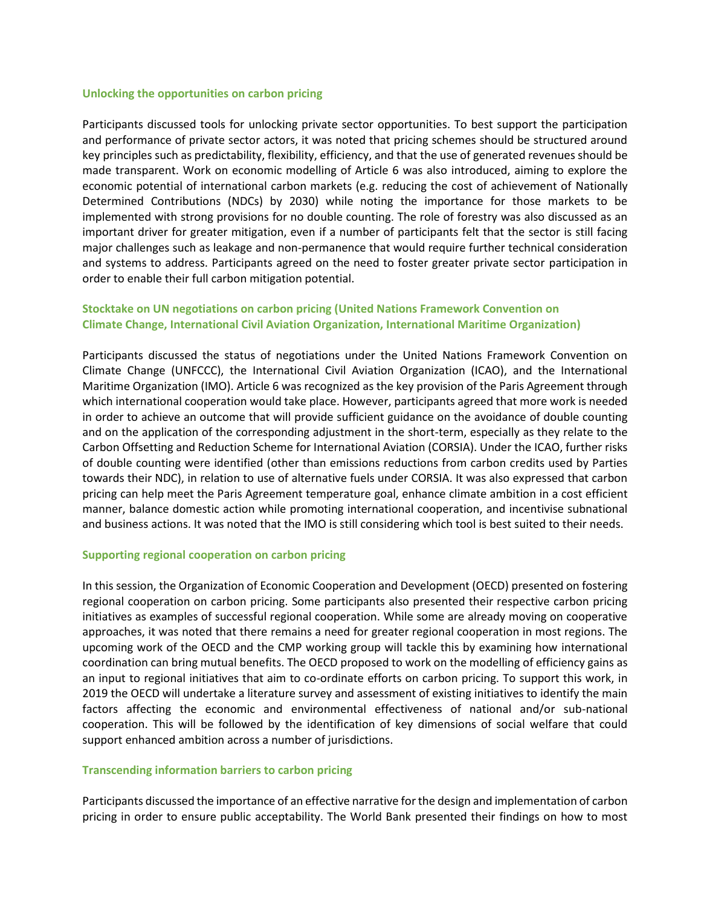### Unlocking the opportunities on carbon pricing

Participants discussed tools for unlocking private sector opportunities. To best support the participation and performance of private sector actors, it was noted that pricing schemes should be structured around key principles such as predictability, flexibility, efficiency, and that the use of generated revenues should be made transparent. Work on economic modelling of Article 6 was also introduced, aiming to explore the economic potential of international carbon markets (e.g. reducing the cost of achievement of Nationally Determined Contributions (NDCs) by 2030) while noting the importance for those markets to be implemented with strong provisions for no double counting. The role of forestry was also discussed as an important driver for greater mitigation, even if a number of participants felt that the sector is still facing major challenges such as leakage and non-permanence that would require further technical consideration and systems to address. Participants agreed on the need to foster greater private sector participation in order to enable their full carbon mitigation potential.

### Stocktake on UN negotiations on carbon pricing (United Nations Framework Convention on Climate Change, International Civil Aviation Organization, International Maritime Organization)

Participants discussed the status of negotiations under the United Nations Framework Convention on Climate Change (UNFCCC), the International Civil Aviation Organization (ICAO), and the International Maritime Organization (IMO). Article 6 was recognized as the key provision of the Paris Agreement through which international cooperation would take place. However, participants agreed that more work is needed in order to achieve an outcome that will provide sufficient guidance on the avoidance of double counting and on the application of the corresponding adjustment in the short-term, especially as they relate to the Carbon Offsetting and Reduction Scheme for International Aviation (CORSIA). Under the ICAO, further risks of double counting were identified (other than emissions reductions from carbon credits used by Parties towards their NDC), in relation to use of alternative fuels under CORSIA. It was also expressed that carbon pricing can help meet the Paris Agreement temperature goal, enhance climate ambition in a cost efficient manner, balance domestic action while promoting international cooperation, and incentivise subnational and business actions. It was noted that the IMO is still considering which tool is best suited to their needs.

### Supporting regional cooperation on carbon pricing

In this session, the Organization of Economic Cooperation and Development (OECD) presented on fostering regional cooperation on carbon pricing. Some participants also presented their respective carbon pricing initiatives as examples of successful regional cooperation. While some are already moving on cooperative approaches, it was noted that there remains a need for greater regional cooperation in most regions. The upcoming work of the OECD and the CMP working group will tackle this by examining how international coordination can bring mutual benefits. The OECD proposed to work on the modelling of efficiency gains as an input to regional initiatives that aim to co-ordinate efforts on carbon pricing. To support this work, in 2019 the OECD will undertake a literature survey and assessment of existing initiatives to identify the main factors affecting the economic and environmental effectiveness of national and/or sub-national cooperation. This will be followed by the identification of key dimensions of social welfare that could support enhanced ambition across a number of jurisdictions.

### Transcending information barriers to carbon pricing

Participants discussed the importance of an effective narrative for the design and implementation of carbon pricing in order to ensure public acceptability. The World Bank presented their findings on how to most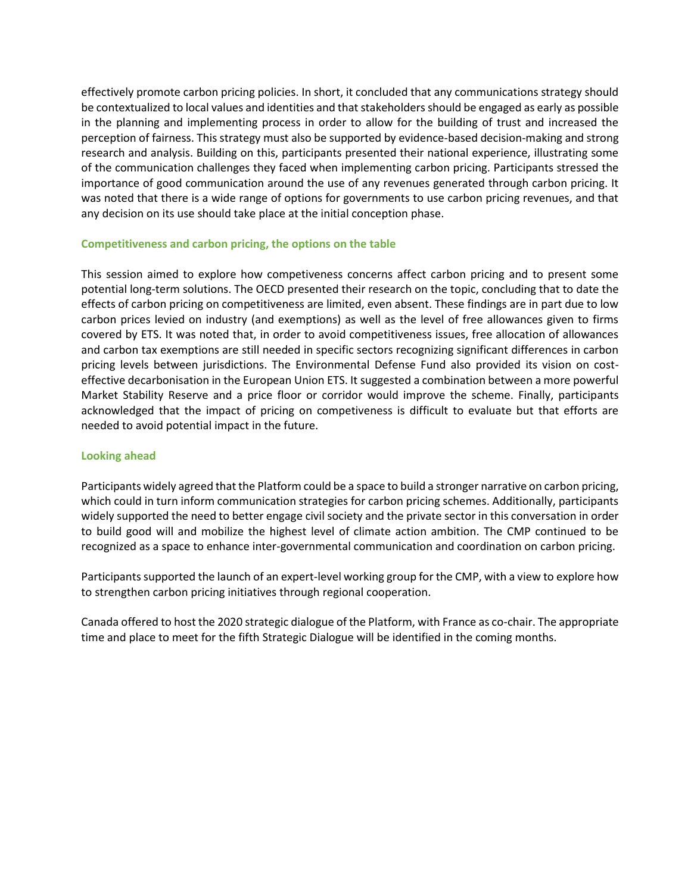effectively promote carbon pricing policies. In short, it concluded that any communications strategy should be contextualized to local values and identities and that stakeholders should be engaged as early as possible in the planning and implementing process in order to allow for the building of trust and increased the perception of fairness. This strategy must also be supported by evidence-based decision-making and strong research and analysis. Building on this, participants presented their national experience, illustrating some of the communication challenges they faced when implementing carbon pricing. Participants stressed the importance of good communication around the use of any revenues generated through carbon pricing. It was noted that there is a wide range of options for governments to use carbon pricing revenues, and that any decision on its use should take place at the initial conception phase.

### Competitiveness and carbon pricing, the options on the table

This session aimed to explore how competiveness concerns affect carbon pricing and to present some potential long-term solutions. The OECD presented their research on the topic, concluding that to date the effects of carbon pricing on competitiveness are limited, even absent. These findings are in part due to low carbon prices levied on industry (and exemptions) as well as the level of free allowances given to firms covered by ETS. It was noted that, in order to avoid competitiveness issues, free allocation of allowances and carbon tax exemptions are still needed in specific sectors recognizing significant differences in carbon pricing levels between jurisdictions. The Environmental Defense Fund also provided its vision on cost-effective decarbonisation in the European Union ETS. It suggested a combination between a more powerful Market Stability Reserve and a price floor or corridor would improve the scheme. Finally, participants acknowledged that the impact of pricing on competitiveness is difficult to evaluate but that efforts are needed to avoid potential impact in the future.

### Looking ahead

Participants widely agreed that the Platform could be a space to build a stronger narrative on carbon pricing, which could in turn inform communication strategies for carbon pricing schemes. Additionally, participants widely supported the need to better engage civil society and the private sector in this conversation in order to build good will and mobilize the highest level of climate action ambition. The CMP continued to be recognized as a space to enhance inter-governmental communication and coordination on carbon pricing.

Participants supported the launch of an expert-level working group for the CMP, with a view to explore how to strengthen carbon pricing initiatives through regional cooperation.

Canada offered to host the 2020 strategic dialogue of the Platform, with France as co-chair. The appropriate time and place to meet for the fifth Strategic Dialogue will be identified in the coming months.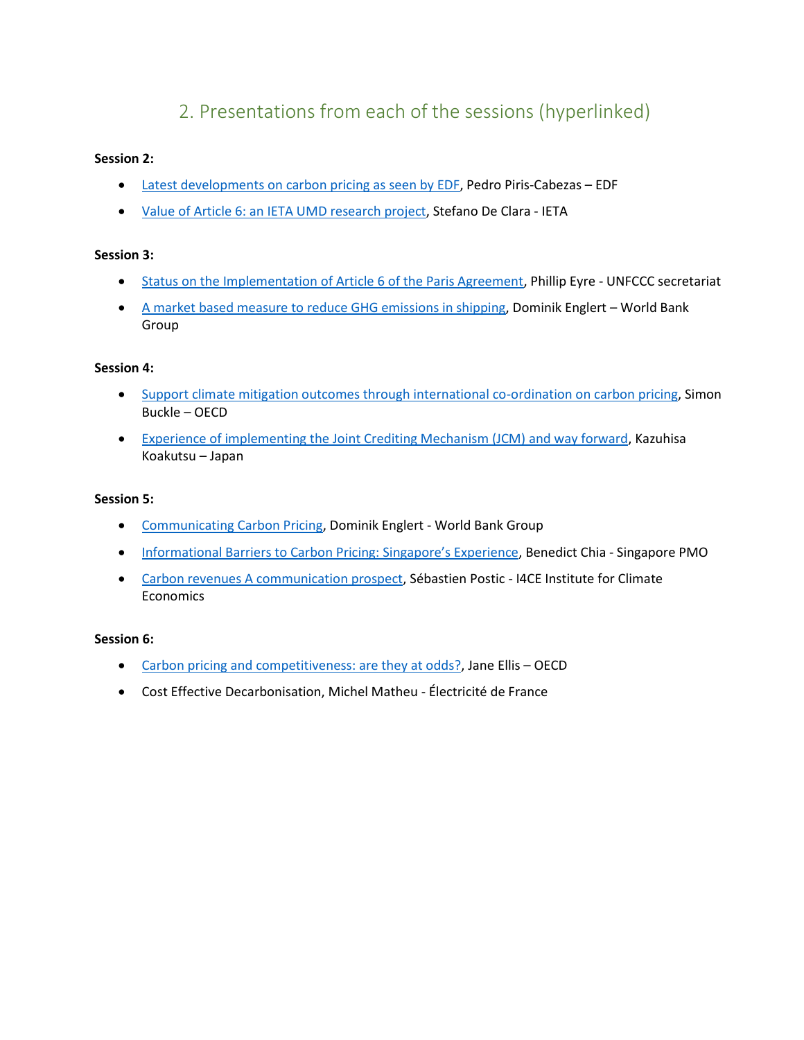## 2. Presentations from each of the sessions (hyperlinked)

**Session 2:**

- Latest developments on carbon pricing as seen by EDF, Pedro Piris-Cabezas – EDF
- Value of Article 6: an IETA UMD research project, Stefano De Clara - IETA

**Session 3:**

- Status on the Implementation of Article 6 of the Paris Agreement, Phillip Eyre - UNFCCC secretariat
- A market based measure to reduce GHG emissions in shipping, Dominik Englert – World Bank Group

**Session 4:**

- Support climate mitigation outcomes through international co-ordination on carbon pricing, Simon Buckle – OECD
- Experience of implementing the Joint Crediting Mechanism (JCM) and way forward, Kazuhisa Koakutsu – Japan

**Session 5:**

- Communicating Carbon Pricing, Dominik Englert - World Bank Group
- Informational Barriers to Carbon Pricing: Singapore's Experience, Benedict Chia - Singapore PMO
- Carbon revenues A communication prospect, Sébastien Postic - I4CE Institute for Climate Economics

**Session 6:**

- Carbon pricing and competitiveness: are they at odds?, Jane Ellis – OECD
- Cost Effective Decarbonisation, Michel Matheu - Électricité de France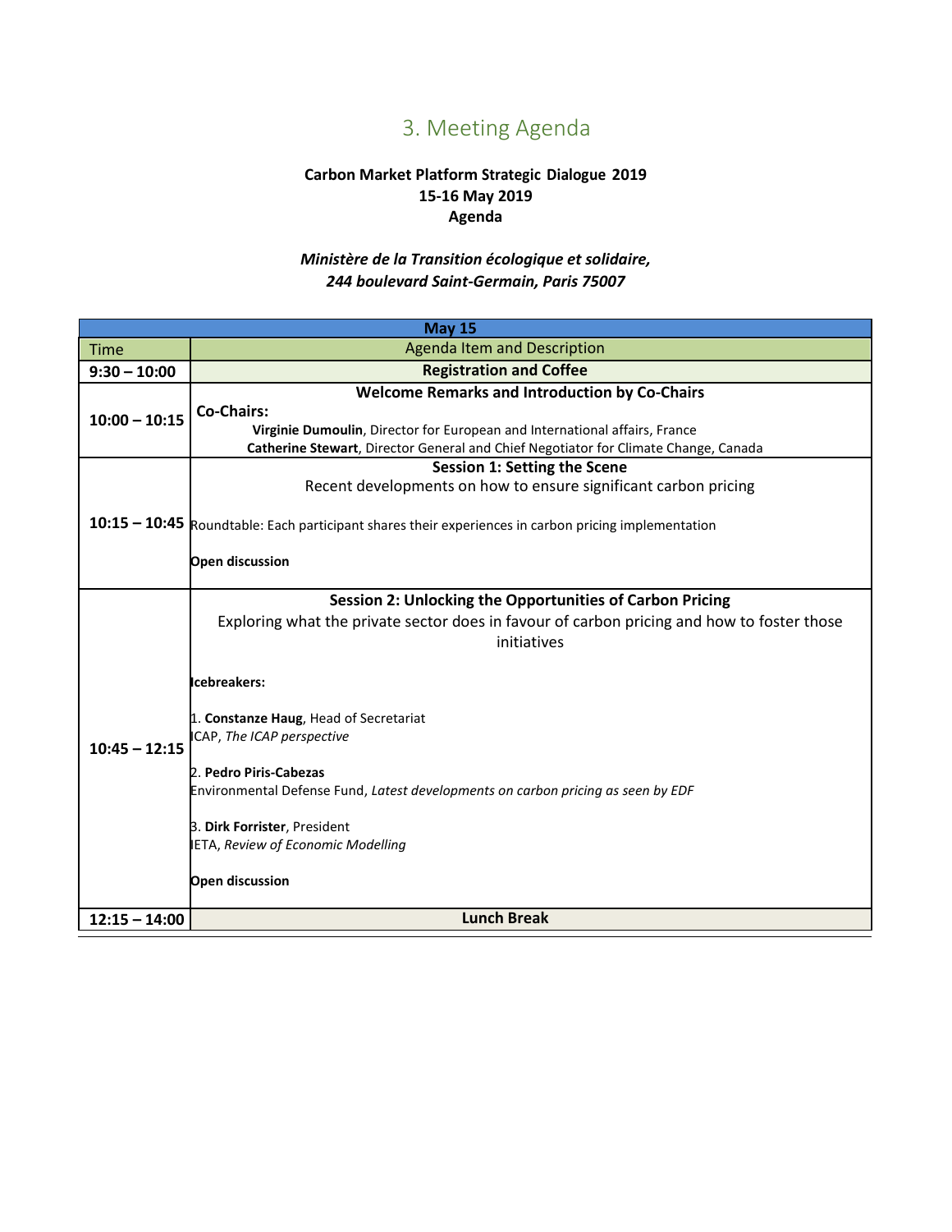## 3. Meeting Agenda

**Carbon Market Platform Strategic Dialogue 2019**
**15-16 May 2019**
**Agenda**

***Ministère de la Transition écologique et solidaire,***
***244 boulevard Saint-Germain, Paris 75007***

| **May 15** | |
|---|---|
| Time | Agenda Item and Description |
| **9:30 – 10:00** | **Registration and Coffee** |
| **10:00 – 10:15** | **Welcome Remarks and Introduction by Co-Chairs**<br>**Co-Chairs:**<br>**Virginie Dumoulin**, Director for European and International affairs, France<br>**Catherine Stewart**, Director General and Chief Negotiator for Climate Change, Canada |
| **10:15 – 10:45** | **Session 1: Setting the Scene**<br>Recent developments on how to ensure significant carbon pricing<br><br>Roundtable: Each participant shares their experiences in carbon pricing implementation<br><br>**Open discussion** |
| **10:45 – 12:15** | **Session 2: Unlocking the Opportunities of Carbon Pricing**<br>Exploring what the private sector does in favour of carbon pricing and how to foster those initiatives<br><br>**Icebreakers:**<br><br>1. **Constanze Haug**, Head of Secretariat<br>ICAP, *The ICAP perspective*<br><br>2. **Pedro Piris-Cabezas**<br>Environmental Defense Fund, *Latest developments on carbon pricing as seen by EDF*<br><br>3. **Dirk Forrister**, President<br>IETA, *Review of Economic Modelling*<br><br>**Open discussion** |
| **12:15 – 14:00** | **Lunch Break** |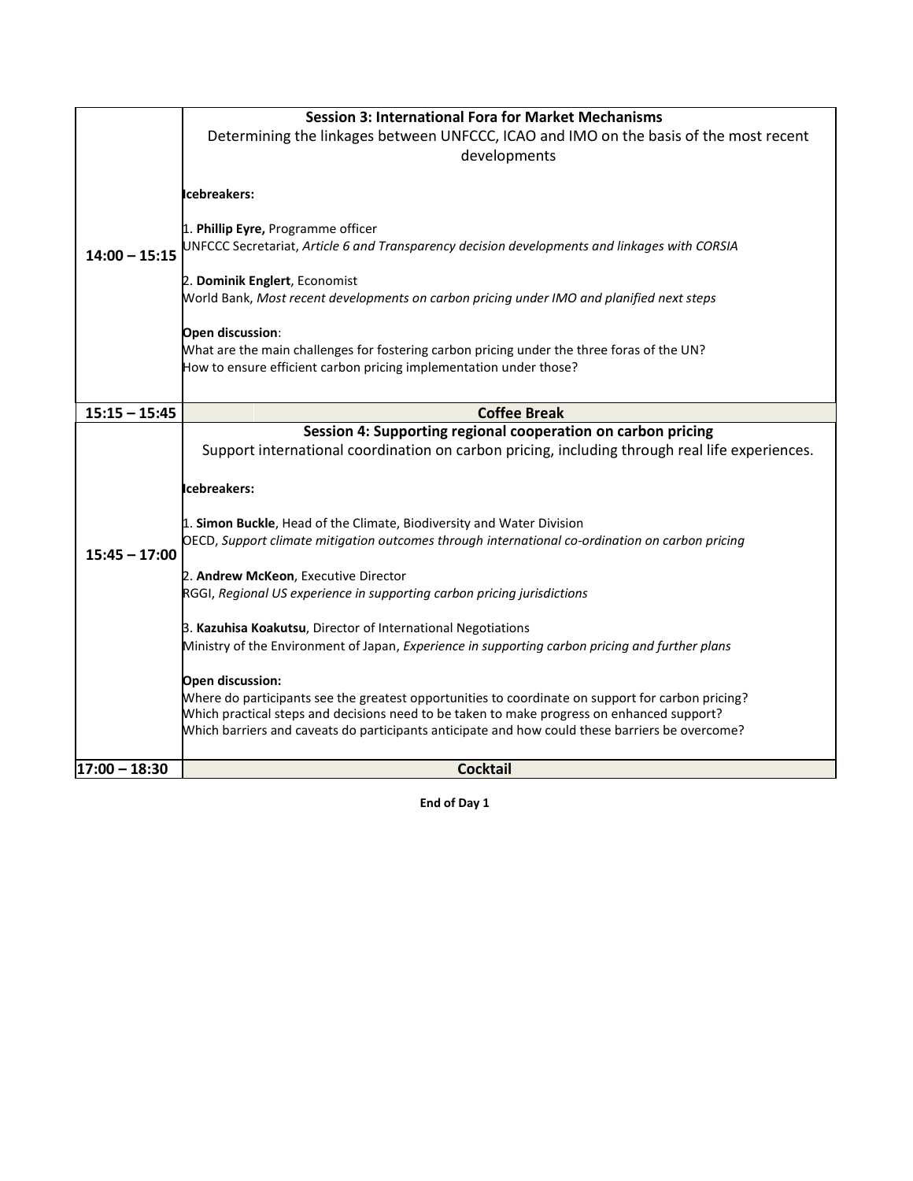| | |
|---|---|
| **14:00 – 15:15** | **Session 3: International Fora for Market Mechanisms**<br>Determining the linkages between UNFCCC, ICAO and IMO on the basis of the most recent developments<br><br>**Icebreakers:**<br><br>1. **Phillip Eyre,** Programme officer<br>UNFCCC Secretariat, *Article 6 and Transparency decision developments and linkages with CORSIA*<br><br>2. **Dominik Englert**, Economist<br>World Bank, *Most recent developments on carbon pricing under IMO and planified next steps*<br><br>**Open discussion**:<br>What are the main challenges for fostering carbon pricing under the three foras of the UN?<br>How to ensure efficient carbon pricing implementation under those? |
| **15:15 – 15:45** | **Coffee Break** |
| **15:45 – 17:00** | **Session 4: Supporting regional cooperation on carbon pricing**<br>Support international coordination on carbon pricing, including through real life experiences.<br><br>**Icebreakers:**<br><br>1. **Simon Buckle**, Head of the Climate, Biodiversity and Water Division<br>OECD, *Support climate mitigation outcomes through international co-ordination on carbon pricing*<br><br>2. **Andrew McKeon**, Executive Director<br>RGGI, *Regional US experience in supporting carbon pricing jurisdictions*<br><br>3. **Kazuhisa Koakutsu**, Director of International Negotiations<br>Ministry of the Environment of Japan, *Experience in supporting carbon pricing and further plans*<br><br>**Open discussion:**<br>Where do participants see the greatest opportunities to coordinate on support for carbon pricing?<br>Which practical steps and decisions need to be taken to make progress on enhanced support?<br>Which barriers and caveats do participants anticipate and how could these barriers be overcome? |
| **17:00 – 18:30** | **Cocktail** |

**End of Day 1**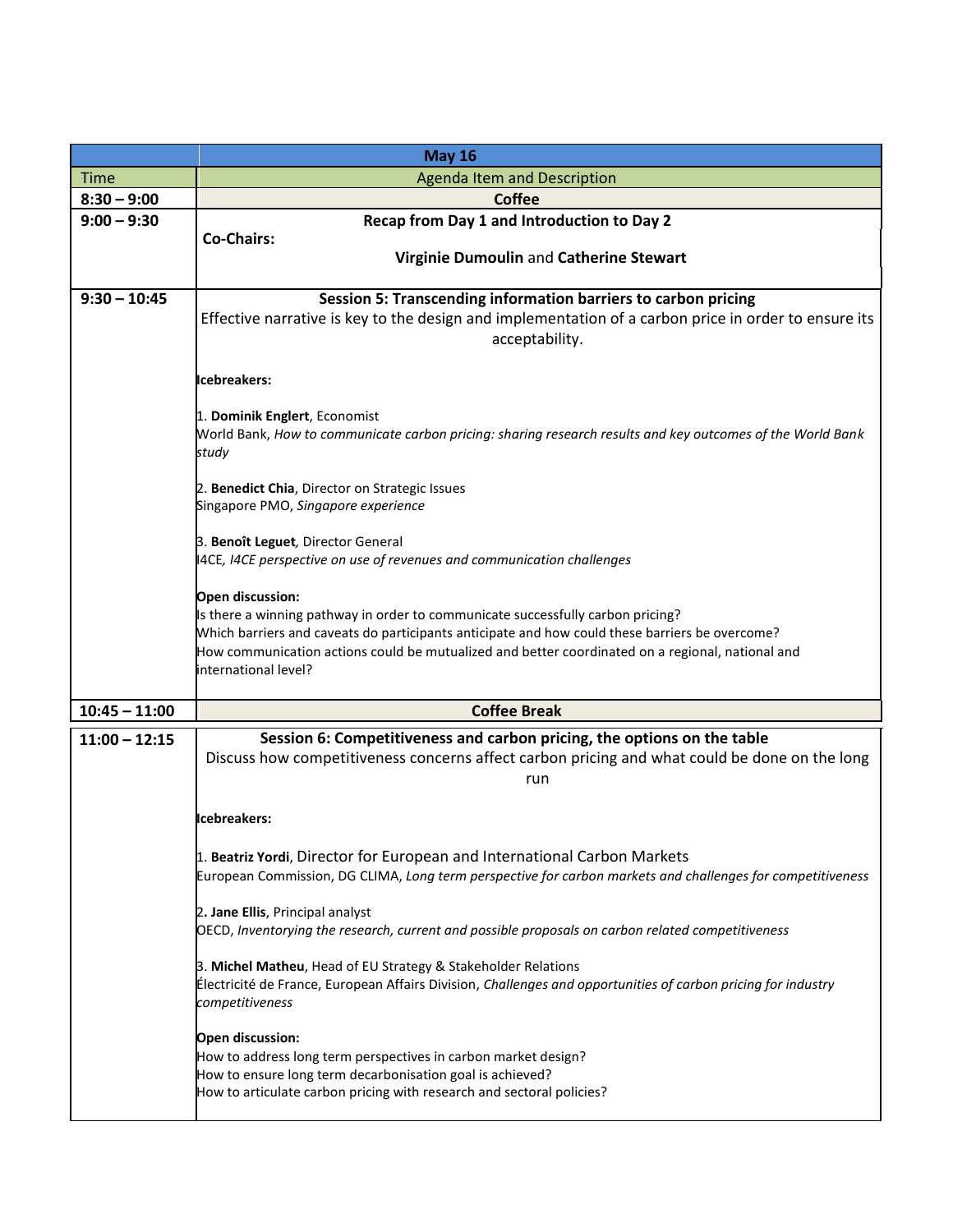| May 16 | |
|---|---|
| Time | Agenda Item and Description |
| **8:30 – 9:00** | **Coffee** |
| **9:00 – 9:30** | **Recap from Day 1 and Introduction to Day 2**<br>**Co-Chairs:**<br>**Virginie Dumoulin** and **Catherine Stewart** |
| **9:30 – 10:45** | **Session 5: Transcending information barriers to carbon pricing**<br>Effective narrative is key to the design and implementation of a carbon price in order to ensure its acceptability.<br><br>**Icebreakers:**<br><br>1. **Dominik Englert**, Economist<br>World Bank, *How to communicate carbon pricing: sharing research results and key outcomes of the World Bank study*<br><br>2. **Benedict Chia**, Director on Strategic Issues<br>Singapore PMO, *Singapore experience*<br><br>3. **Benoît Leguet**, Director General<br>I4CE*, I4CE perspective on use of revenues and communication challenges*<br><br>**Open discussion:**<br>Is there a winning pathway in order to communicate successfully carbon pricing?<br>Which barriers and caveats do participants anticipate and how could these barriers be overcome?<br>How communication actions could be mutualized and better coordinated on a regional, national and international level? |
| **10:45 – 11:00** | **Coffee Break** |
| **11:00 – 12:15** | **Session 6: Competitiveness and carbon pricing, the options on the table**<br>Discuss how competitiveness concerns affect carbon pricing and what could be done on the long run<br><br>**Icebreakers:**<br><br>1. **Beatriz Yordi**, Director for European and International Carbon Markets<br>European Commission, DG CLIMA, *Long term perspective for carbon markets and challenges for competitiveness*<br><br>2**. Jane Ellis**, Principal analyst<br>OECD, *Inventorying the research, current and possible proposals on carbon related competitiveness*<br><br>3. **Michel Matheu**, Head of EU Strategy & Stakeholder Relations<br>Électricité de France, European Affairs Division, *Challenges and opportunities of carbon pricing for industry competitiveness*<br><br>**Open discussion:**<br>How to address long term perspectives in carbon market design?<br>How to ensure long term decarbonisation goal is achieved?<br>How to articulate carbon pricing with research and sectoral policies? |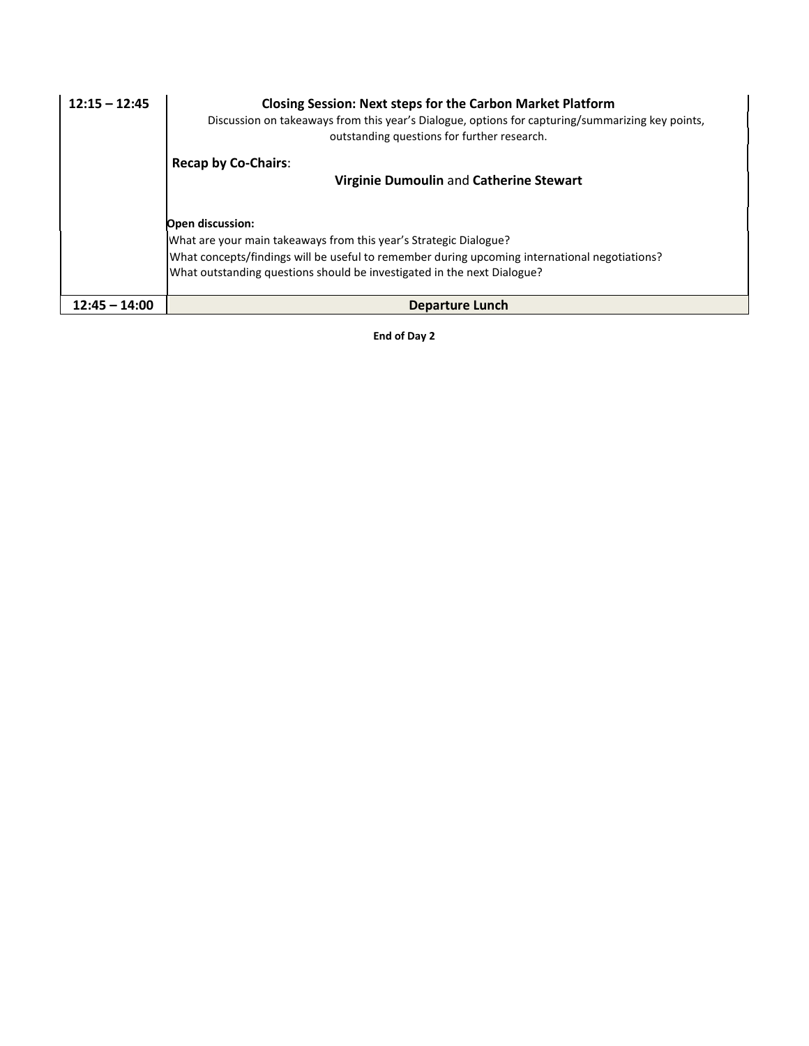| | |
|---|---|
| **12:15 – 12:45** | **Closing Session: Next steps for the Carbon Market Platform**<br>Discussion on takeaways from this year's Dialogue, options for capturing/summarizing key points, outstanding questions for further research.<br><br>**Recap by Co-Chairs**:<br>**Virginie Dumoulin** and **Catherine Stewart**<br><br>**Open discussion:**<br>What are your main takeaways from this year's Strategic Dialogue?<br>What concepts/findings will be useful to remember during upcoming international negotiations?<br>What outstanding questions should be investigated in the next Dialogue? |
| **12:45 – 14:00** | **Departure Lunch** |

**End of Day 2**